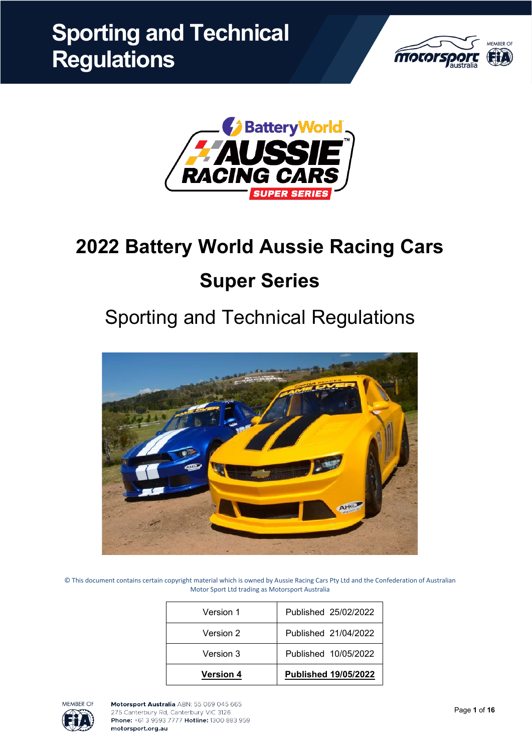# Sporting and Technical Regulations

# 2022 Battery World Aussie Racing Cars

# Super Series

## Sporting and Technical Regulations

© This document contains certain copyright material which is owned by Aussie Racing Cars Pty Ltd and the Confederation of Australian Motor Sport Ltd trading as Motorsport Australia

| Version 1 | Published 25/02/2022 |
|---|---|
| Version 2 | Published 21/04/2022 |
| Version 3 | Published 10/05/2022 |
| **Version 4** | **Published 19/05/2022** |

**Motorsport Australia** ABN: 55 069 045 665
275 Canterbury Rd, Canterbury VIC 3126
**Phone:** +61 3 9593 7777 **Hotline:** 1300 883 959
**motorsport.org.au**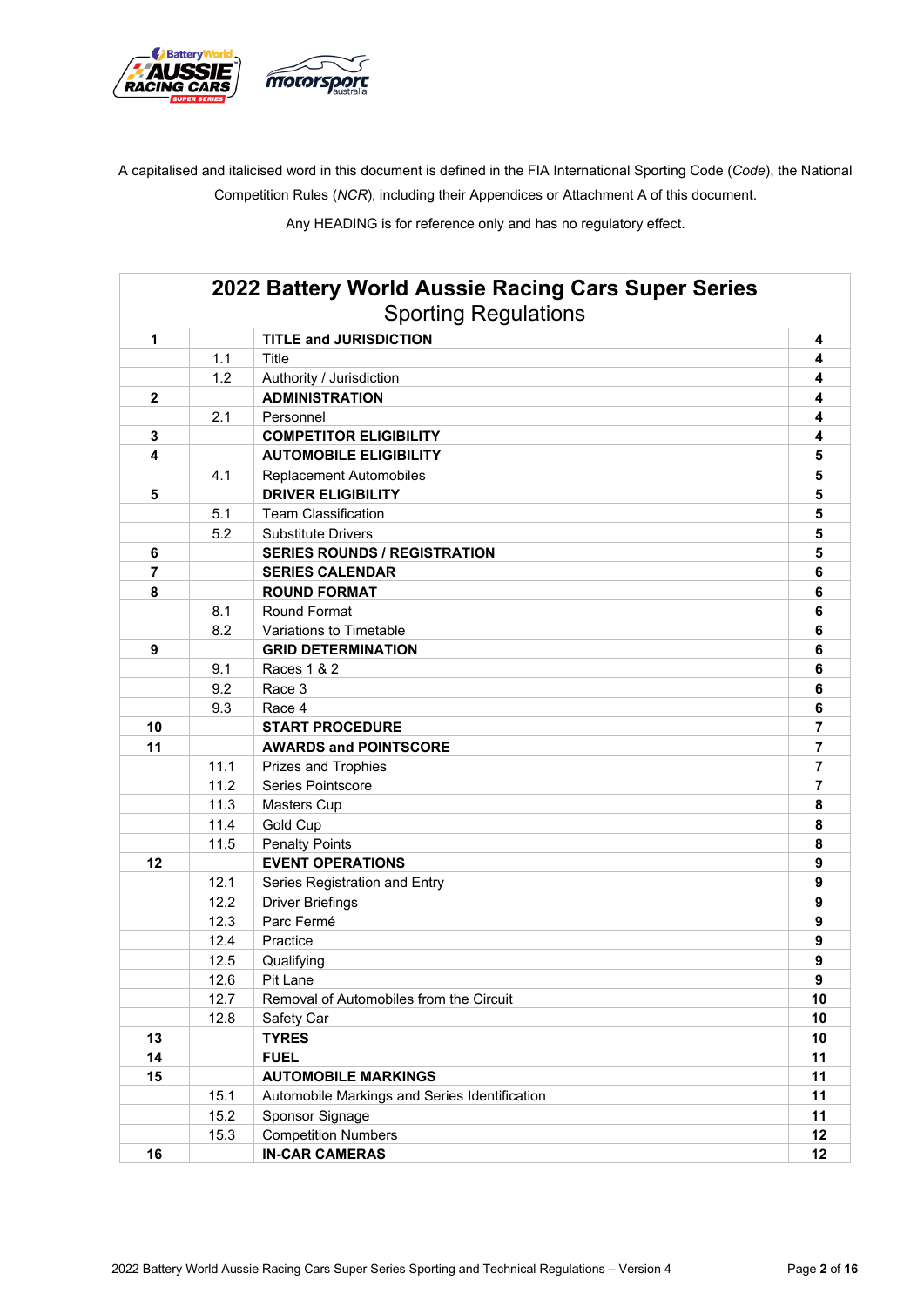A capitalised and italicised word in this document is defined in the FIA International Sporting Code (*Code*), the National Competition Rules (*NCR*), including their Appendices or Attachment A of this document.

Any HEADING is for reference only and has no regulatory effect.

# 2022 Battery World Aussie Racing Cars Super Series

## Sporting Regulations

| | | | |
|---|---|---|---|
| **1** | | **TITLE and JURISDICTION** | **4** |
| | 1.1 | Title | **4** |
| | 1.2 | Authority / Jurisdiction | **4** |
| **2** | | **ADMINISTRATION** | **4** |
| | 2.1 | Personnel | **4** |
| **3** | | **COMPETITOR ELIGIBILITY** | **4** |
| **4** | | **AUTOMOBILE ELIGIBILITY** | **5** |
| | 4.1 | Replacement Automobiles | **5** |
| **5** | | **DRIVER ELIGIBILITY** | **5** |
| | 5.1 | Team Classification | **5** |
| | 5.2 | Substitute Drivers | **5** |
| **6** | | **SERIES ROUNDS / REGISTRATION** | **5** |
| **7** | | **SERIES CALENDAR** | **6** |
| **8** | | **ROUND FORMAT** | **6** |
| | 8.1 | Round Format | **6** |
| | 8.2 | Variations to Timetable | **6** |
| **9** | | **GRID DETERMINATION** | **6** |
| | 9.1 | Races 1 & 2 | **6** |
| | 9.2 | Race 3 | **6** |
| | 9.3 | Race 4 | **6** |
| **10** | | **START PROCEDURE** | **7** |
| **11** | | **AWARDS and POINTSCORE** | **7** |
| | 11.1 | Prizes and Trophies | **7** |
| | 11.2 | Series Pointscore | **7** |
| | 11.3 | Masters Cup | **8** |
| | 11.4 | Gold Cup | **8** |
| | 11.5 | Penalty Points | **8** |
| **12** | | **EVENT OPERATIONS** | **9** |
| | 12.1 | Series Registration and Entry | **9** |
| | 12.2 | Driver Briefings | **9** |
| | 12.3 | Parc Fermé | **9** |
| | 12.4 | Practice | **9** |
| | 12.5 | Qualifying | **9** |
| | 12.6 | Pit Lane | **9** |
| | 12.7 | Removal of Automobiles from the Circuit | **10** |
| | 12.8 | Safety Car | **10** |
| **13** | | **TYRES** | **10** |
| **14** | | **FUEL** | **11** |
| **15** | | **AUTOMOBILE MARKINGS** | **11** |
| | 15.1 | Automobile Markings and Series Identification | **11** |
| | 15.2 | Sponsor Signage | **11** |
| | 15.3 | Competition Numbers | **12** |
| **16** | | **IN-CAR CAMERAS** | **12** |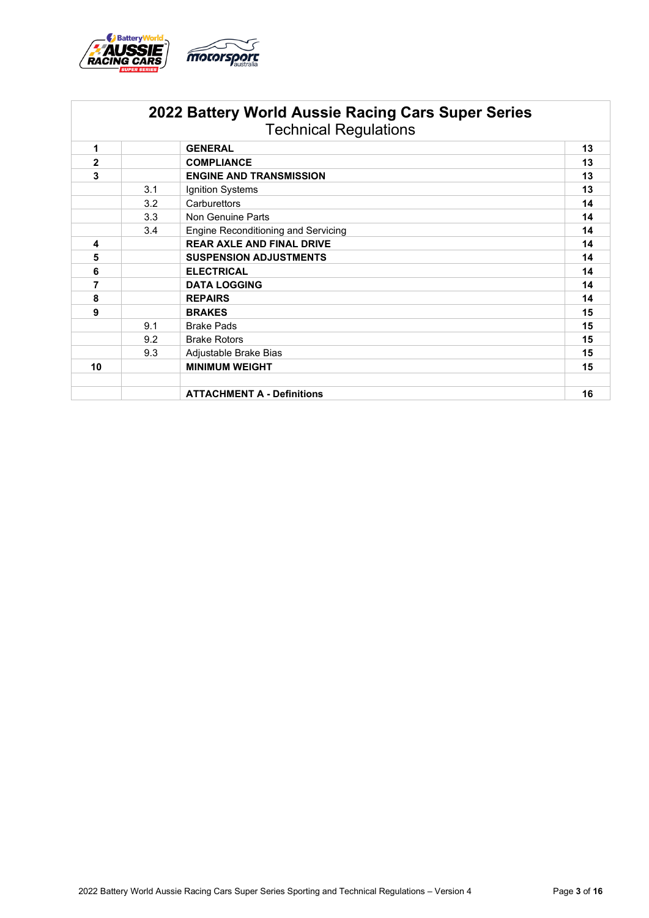# 2022 Battery World Aussie Racing Cars Super Series

## Technical Regulations

| | | | |
|---|---|---|---|
| **1** | | **GENERAL** | **13** |
| **2** | | **COMPLIANCE** | **13** |
| **3** | | **ENGINE AND TRANSMISSION** | **13** |
| | 3.1 | Ignition Systems | **13** |
| | 3.2 | Carburettors | **14** |
| | 3.3 | Non Genuine Parts | **14** |
| | 3.4 | Engine Reconditioning and Servicing | **14** |
| **4** | | **REAR AXLE AND FINAL DRIVE** | **14** |
| **5** | | **SUSPENSION ADJUSTMENTS** | **14** |
| **6** | | **ELECTRICAL** | **14** |
| **7** | | **DATA LOGGING** | **14** |
| **8** | | **REPAIRS** | **14** |
| **9** | | **BRAKES** | **15** |
| | 9.1 | Brake Pads | **15** |
| | 9.2 | Brake Rotors | **15** |
| | 9.3 | Adjustable Brake Bias | **15** |
| **10** | | **MINIMUM WEIGHT** | **15** |
| | | | |
| | | **ATTACHMENT A - Definitions** | **16** |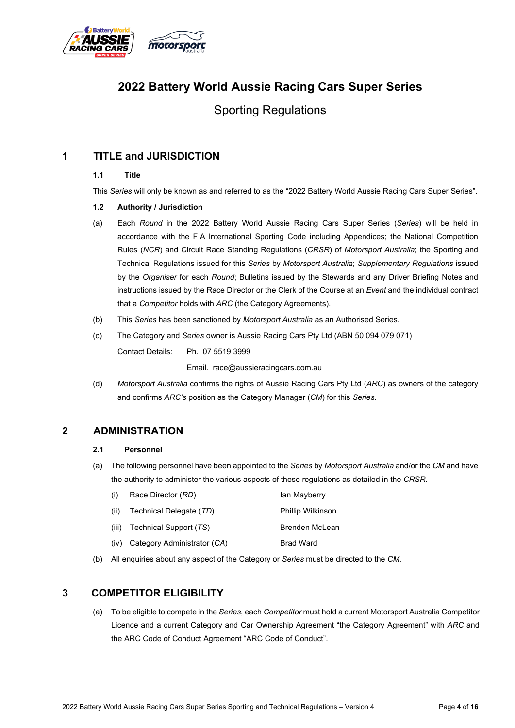# 2022 Battery World Aussie Racing Cars Super Series

## Sporting Regulations

## 1 TITLE and JURISDICTION

### 1.1 Title

This *Series* will only be known as and referred to as the "2022 Battery World Aussie Racing Cars Super Series".

### 1.2 Authority / Jurisdiction

(a) Each *Round* in the 2022 Battery World Aussie Racing Cars Super Series (*Series*) will be held in accordance with the FIA International Sporting Code including Appendices; the National Competition Rules (*NCR*) and Circuit Race Standing Regulations (*CRSR*) of *Motorsport Australia*; the Sporting and Technical Regulations issued for this *Series* by *Motorsport Australia*; *Supplementary Regulations* issued by the *Organiser* for each *Round*; Bulletins issued by the Stewards and any Driver Briefing Notes and instructions issued by the Race Director or the Clerk of the Course at an *Event* and the individual contract that a *Competitor* holds with *ARC* (the Category Agreements).

(b) This *Series* has been sanctioned by *Motorsport Australia* as an Authorised Series.

(c) The Category and *Series* owner is Aussie Racing Cars Pty Ltd (ABN 50 094 079 071)

Contact Details: Ph. 07 5519 3999

Email. race@aussieracingcars.com.au

(d) *Motorsport Australia* confirms the rights of Aussie Racing Cars Pty Ltd (*ARC*) as owners of the category and confirms *ARC's* position as the Category Manager (*CM*) for this *Series*.

## 2 ADMINISTRATION

### 2.1 Personnel

(a) The following personnel have been appointed to the *Series* by *Motorsport Australia* and/or the *CM* and have the authority to administer the various aspects of these regulations as detailed in the *CRSR*.

- (i) Race Director (*RD*) — Ian Mayberry
- (ii) Technical Delegate (*TD*) — Phillip Wilkinson
- (iii) Technical Support (*TS*) — Brenden McLean
- (iv) Category Administrator (*CA*) — Brad Ward

(b) All enquiries about any aspect of the Category or *Series* must be directed to the *CM*.

## 3 COMPETITOR ELIGIBILITY

(a) To be eligible to compete in the *Series*, each *Competitor* must hold a current Motorsport Australia Competitor Licence and a current Category and Car Ownership Agreement "the Category Agreement" with *ARC* and the ARC Code of Conduct Agreement "ARC Code of Conduct".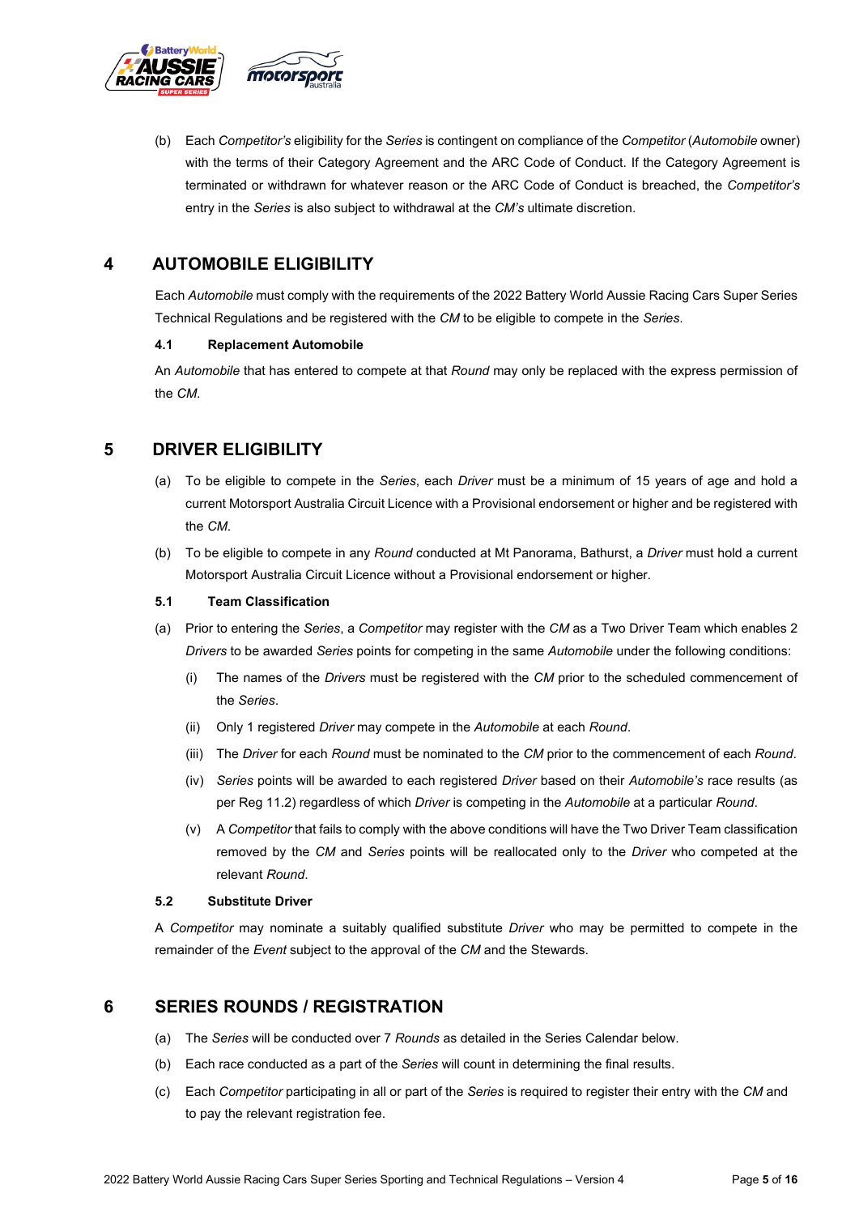(b) Each *Competitor's* eligibility for the *Series* is contingent on compliance of the *Competitor* (*Automobile* owner) with the terms of their Category Agreement and the ARC Code of Conduct. If the Category Agreement is terminated or withdrawn for whatever reason or the ARC Code of Conduct is breached, the *Competitor's* entry in the *Series* is also subject to withdrawal at the *CM's* ultimate discretion.

## 4 AUTOMOBILE ELIGIBILITY

Each *Automobile* must comply with the requirements of the 2022 Battery World Aussie Racing Cars Super Series Technical Regulations and be registered with the *CM* to be eligible to compete in the *Series*.

### 4.1 Replacement Automobile

An *Automobile* that has entered to compete at that *Round* may only be replaced with the express permission of the *CM*.

## 5 DRIVER ELIGIBILITY

(a) To be eligible to compete in the *Series*, each *Driver* must be a minimum of 15 years of age and hold a current Motorsport Australia Circuit Licence with a Provisional endorsement or higher and be registered with the *CM*.

(b) To be eligible to compete in any *Round* conducted at Mt Panorama, Bathurst, a *Driver* must hold a current Motorsport Australia Circuit Licence without a Provisional endorsement or higher.

### 5.1 Team Classification

(a) Prior to entering the *Series*, a *Competitor* may register with the *CM* as a Two Driver Team which enables 2 *Drivers* to be awarded *Series* points for competing in the same *Automobile* under the following conditions:

  (i) The names of the *Drivers* must be registered with the *CM* prior to the scheduled commencement of the *Series*.

  (ii) Only 1 registered *Driver* may compete in the *Automobile* at each *Round*.

  (iii) The *Driver* for each *Round* must be nominated to the *CM* prior to the commencement of each *Round*.

  (iv) *Series* points will be awarded to each registered *Driver* based on their *Automobile's* race results (as per Reg 11.2) regardless of which *Driver* is competing in the *Automobile* at a particular *Round*.

  (v) A *Competitor* that fails to comply with the above conditions will have the Two Driver Team classification removed by the *CM* and *Series* points will be reallocated only to the *Driver* who competed at the relevant *Round*.

### 5.2 Substitute Driver

A *Competitor* may nominate a suitably qualified substitute *Driver* who may be permitted to compete in the remainder of the *Event* subject to the approval of the *CM* and the Stewards.

## 6 SERIES ROUNDS / REGISTRATION

(a) The *Series* will be conducted over 7 *Rounds* as detailed in the Series Calendar below.

(b) Each race conducted as a part of the *Series* will count in determining the final results.

(c) Each *Competitor* participating in all or part of the *Series* is required to register their entry with the *CM* and to pay the relevant registration fee.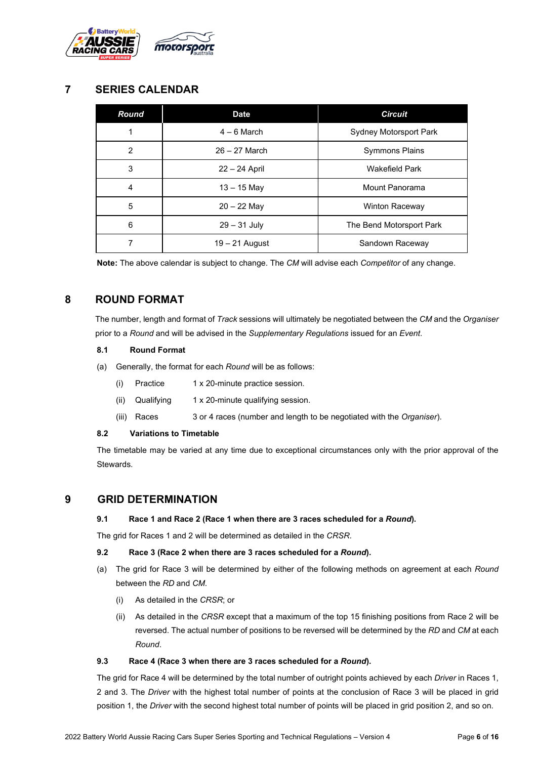## 7 SERIES CALENDAR

| *Round* | Date | *Circuit* |
|---|---|---|
| 1 | 4 – 6 March | Sydney Motorsport Park |
| 2 | 26 – 27 March | Symmons Plains |
| 3 | 22 – 24 April | Wakefield Park |
| 4 | 13 – 15 May | Mount Panorama |
| 5 | 20 – 22 May | Winton Raceway |
| 6 | 29 – 31 July | The Bend Motorsport Park |
| 7 | 19 – 21 August | Sandown Raceway |

**Note:** The above calendar is subject to change. The *CM* will advise each *Competitor* of any change.

## 8 ROUND FORMAT

The number, length and format of *Track* sessions will ultimately be negotiated between the *CM* and the *Organiser* prior to a *Round* and will be advised in the *Supplementary Regulations* issued for an *Event*.

### 8.1 Round Format

(a) Generally, the format for each *Round* will be as follows:

- (i) Practice 1 x 20-minute practice session.
- (ii) Qualifying 1 x 20-minute qualifying session.
- (iii) Races 3 or 4 races (number and length to be negotiated with the *Organiser*).

### 8.2 Variations to Timetable

The timetable may be varied at any time due to exceptional circumstances only with the prior approval of the Stewards.

## 9 GRID DETERMINATION

### 9.1 Race 1 and Race 2 (Race 1 when there are 3 races scheduled for a *Round*).

The grid for Races 1 and 2 will be determined as detailed in the *CRSR*.

### 9.2 Race 3 (Race 2 when there are 3 races scheduled for a *Round*).

(a) The grid for Race 3 will be determined by either of the following methods on agreement at each *Round* between the *RD* and *CM*.

- (i) As detailed in the *CRSR*; or
- (ii) As detailed in the *CRSR* except that a maximum of the top 15 finishing positions from Race 2 will be reversed. The actual number of positions to be reversed will be determined by the *RD* and *CM* at each *Round*.

### 9.3 Race 4 (Race 3 when there are 3 races scheduled for a *Round*).

The grid for Race 4 will be determined by the total number of outright points achieved by each *Driver* in Races 1, 2 and 3. The *Driver* with the highest total number of points at the conclusion of Race 3 will be placed in grid position 1, the *Driver* with the second highest total number of points will be placed in grid position 2, and so on.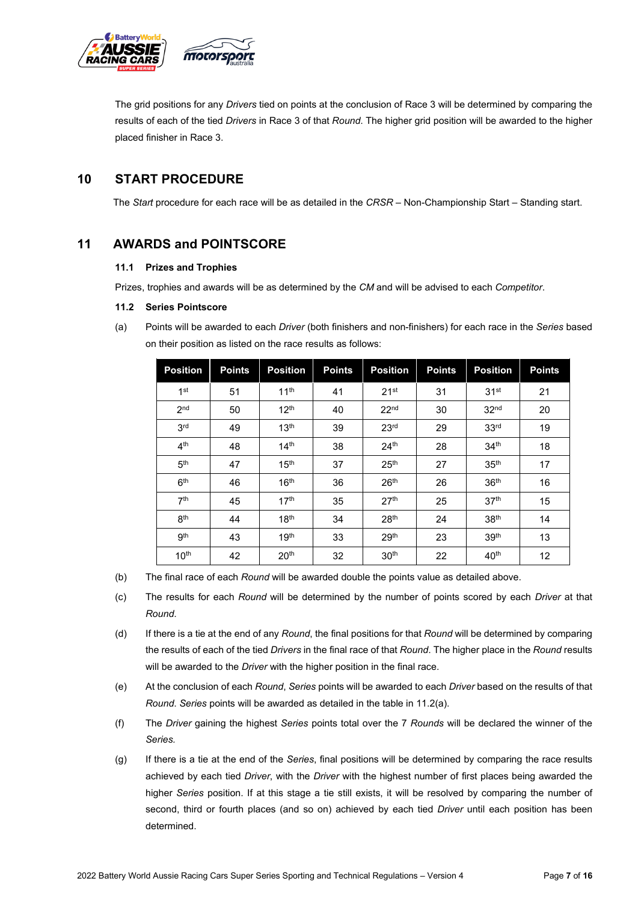The grid positions for any *Drivers* tied on points at the conclusion of Race 3 will be determined by comparing the results of each of the tied *Drivers* in Race 3 of that *Round*. The higher grid position will be awarded to the higher placed finisher in Race 3.

## 10 START PROCEDURE

The *Start* procedure for each race will be as detailed in the *CRSR* – Non-Championship Start – Standing start.

## 11 AWARDS and POINTSCORE

### 11.1 Prizes and Trophies

Prizes, trophies and awards will be as determined by the *CM* and will be advised to each *Competitor*.

### 11.2 Series Pointscore

(a) Points will be awarded to each *Driver* (both finishers and non-finishers) for each race in the *Series* based on their position as listed on the race results as follows:

| Position | Points | Position | Points | Position | Points | Position | Points |
|---|---|---|---|---|---|---|---|
| 1st | 51 | 11th | 41 | 21st | 31 | 31st | 21 |
| 2nd | 50 | 12th | 40 | 22nd | 30 | 32nd | 20 |
| 3rd | 49 | 13th | 39 | 23rd | 29 | 33rd | 19 |
| 4th | 48 | 14th | 38 | 24th | 28 | 34th | 18 |
| 5th | 47 | 15th | 37 | 25th | 27 | 35th | 17 |
| 6th | 46 | 16th | 36 | 26th | 26 | 36th | 16 |
| 7th | 45 | 17th | 35 | 27th | 25 | 37th | 15 |
| 8th | 44 | 18th | 34 | 28th | 24 | 38th | 14 |
| 9th | 43 | 19th | 33 | 29th | 23 | 39th | 13 |
| 10th | 42 | 20th | 32 | 30th | 22 | 40th | 12 |

(b) The final race of each *Round* will be awarded double the points value as detailed above.

(c) The results for each *Round* will be determined by the number of points scored by each *Driver* at that *Round*.

(d) If there is a tie at the end of any *Round*, the final positions for that *Round* will be determined by comparing the results of each of the tied *Drivers* in the final race of that *Round*. The higher place in the *Round* results will be awarded to the *Driver* with the higher position in the final race.

(e) At the conclusion of each *Round*, *Series* points will be awarded to each *Driver* based on the results of that *Round*. *Series* points will be awarded as detailed in the table in 11.2(a).

(f) The *Driver* gaining the highest *Series* points total over the 7 *Rounds* will be declared the winner of the *Series*.

(g) If there is a tie at the end of the *Series*, final positions will be determined by comparing the race results achieved by each tied *Driver*, with the *Driver* with the highest number of first places being awarded the higher *Series* position. If at this stage a tie still exists, it will be resolved by comparing the number of second, third or fourth places (and so on) achieved by each tied *Driver* until each position has been determined.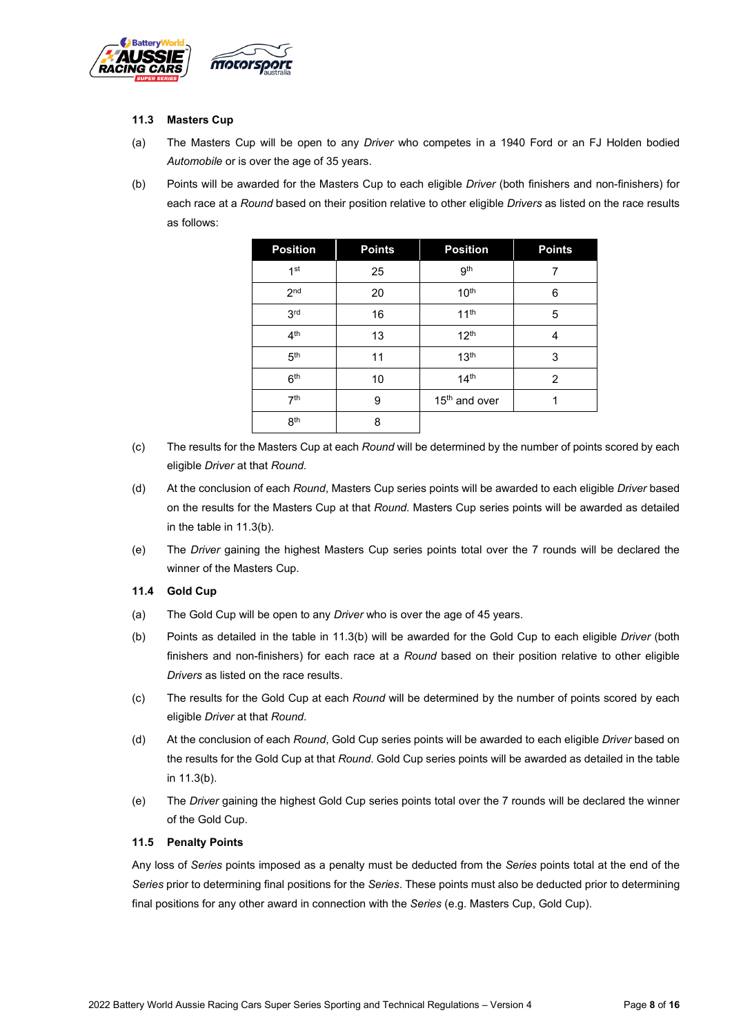### 11.3 Masters Cup

(a) The Masters Cup will be open to any *Driver* who competes in a 1940 Ford or an FJ Holden bodied *Automobile* or is over the age of 35 years.

(b) Points will be awarded for the Masters Cup to each eligible *Driver* (both finishers and non-finishers) for each race at a *Round* based on their position relative to other eligible *Drivers* as listed on the race results as follows:

| Position | Points | Position | Points |
|---|---|---|---|
| 1st | 25 | 9th | 7 |
| 2nd | 20 | 10th | 6 |
| 3rd | 16 | 11th | 5 |
| 4th | 13 | 12th | 4 |
| 5th | 11 | 13th | 3 |
| 6th | 10 | 14th | 2 |
| 7th | 9 | 15th and over | 1 |
| 8th | 8 | | |

(c) The results for the Masters Cup at each *Round* will be determined by the number of points scored by each eligible *Driver* at that *Round*.

(d) At the conclusion of each *Round*, Masters Cup series points will be awarded to each eligible *Driver* based on the results for the Masters Cup at that *Round*. Masters Cup series points will be awarded as detailed in the table in 11.3(b).

(e) The *Driver* gaining the highest Masters Cup series points total over the 7 rounds will be declared the winner of the Masters Cup.

### 11.4 Gold Cup

(a) The Gold Cup will be open to any *Driver* who is over the age of 45 years.

(b) Points as detailed in the table in 11.3(b) will be awarded for the Gold Cup to each eligible *Driver* (both finishers and non-finishers) for each race at a *Round* based on their position relative to other eligible *Drivers* as listed on the race results.

(c) The results for the Gold Cup at each *Round* will be determined by the number of points scored by each eligible *Driver* at that *Round*.

(d) At the conclusion of each *Round*, Gold Cup series points will be awarded to each eligible *Driver* based on the results for the Gold Cup at that *Round*. Gold Cup series points will be awarded as detailed in the table in 11.3(b).

(e) The *Driver* gaining the highest Gold Cup series points total over the 7 rounds will be declared the winner of the Gold Cup.

### 11.5 Penalty Points

Any loss of *Series* points imposed as a penalty must be deducted from the *Series* points total at the end of the *Series* prior to determining final positions for the *Series*. These points must also be deducted prior to determining final positions for any other award in connection with the *Series* (e.g. Masters Cup, Gold Cup).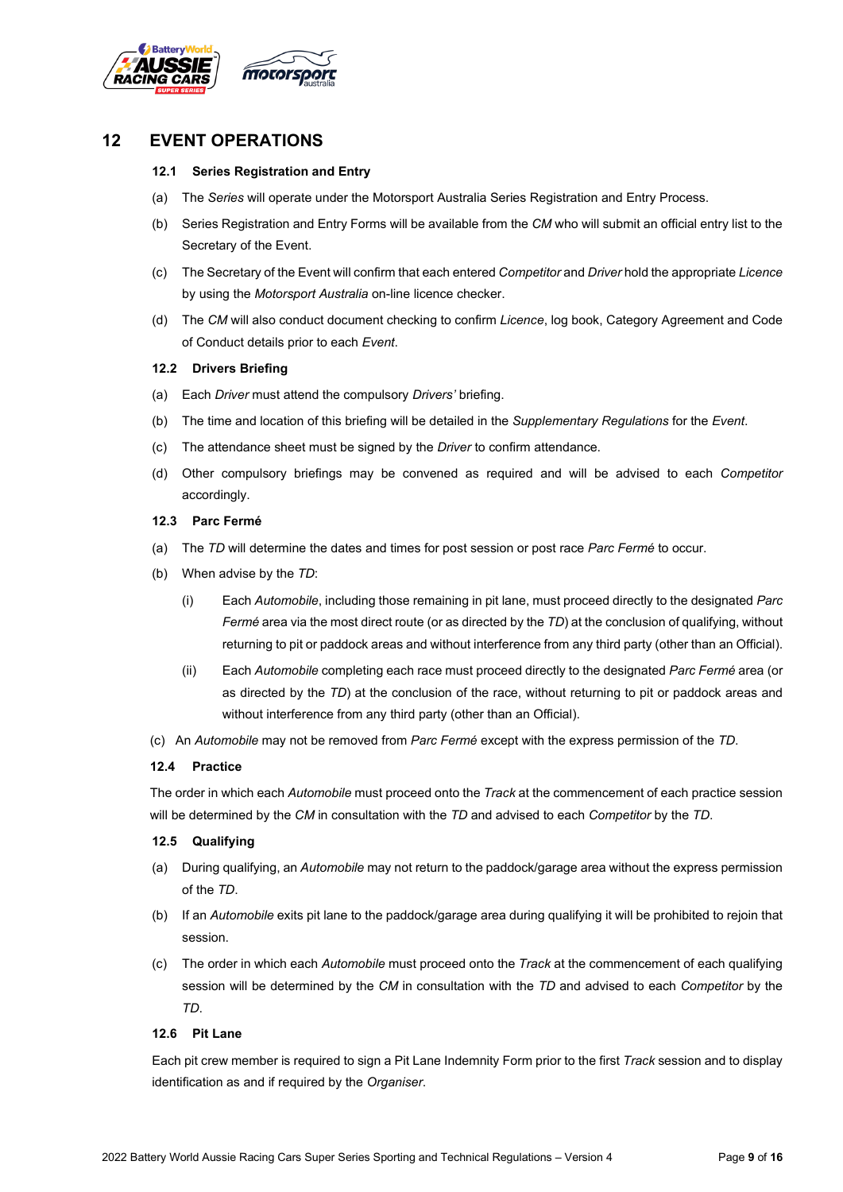# 12 EVENT OPERATIONS

### 12.1 Series Registration and Entry

(a) The *Series* will operate under the Motorsport Australia Series Registration and Entry Process.

(b) Series Registration and Entry Forms will be available from the *CM* who will submit an official entry list to the Secretary of the Event.

(c) The Secretary of the Event will confirm that each entered *Competitor* and *Driver* hold the appropriate *Licence* by using the *Motorsport Australia* on-line licence checker.

(d) The *CM* will also conduct document checking to confirm *Licence*, log book, Category Agreement and Code of Conduct details prior to each *Event*.

### 12.2 Drivers Briefing

(a) Each *Driver* must attend the compulsory *Drivers'* briefing.

(b) The time and location of this briefing will be detailed in the *Supplementary Regulations* for the *Event*.

(c) The attendance sheet must be signed by the *Driver* to confirm attendance.

(d) Other compulsory briefings may be convened as required and will be advised to each *Competitor* accordingly.

### 12.3 Parc Fermé

(a) The *TD* will determine the dates and times for post session or post race *Parc Fermé* to occur.

(b) When advise by the *TD*:

(i) Each *Automobile*, including those remaining in pit lane, must proceed directly to the designated *Parc Fermé* area via the most direct route (or as directed by the *TD*) at the conclusion of qualifying, without returning to pit or paddock areas and without interference from any third party (other than an Official).

(ii) Each *Automobile* completing each race must proceed directly to the designated *Parc Fermé* area (or as directed by the *TD*) at the conclusion of the race, without returning to pit or paddock areas and without interference from any third party (other than an Official).

(c) An *Automobile* may not be removed from *Parc Fermé* except with the express permission of the *TD*.

### 12.4 Practice

The order in which each *Automobile* must proceed onto the *Track* at the commencement of each practice session will be determined by the *CM* in consultation with the *TD* and advised to each *Competitor* by the *TD*.

### 12.5 Qualifying

(a) During qualifying, an *Automobile* may not return to the paddock/garage area without the express permission of the *TD*.

(b) If an *Automobile* exits pit lane to the paddock/garage area during qualifying it will be prohibited to rejoin that session.

(c) The order in which each *Automobile* must proceed onto the *Track* at the commencement of each qualifying session will be determined by the *CM* in consultation with the *TD* and advised to each *Competitor* by the *TD*.

### 12.6 Pit Lane

Each pit crew member is required to sign a Pit Lane Indemnity Form prior to the first *Track* session and to display identification as and if required by the *Organiser*.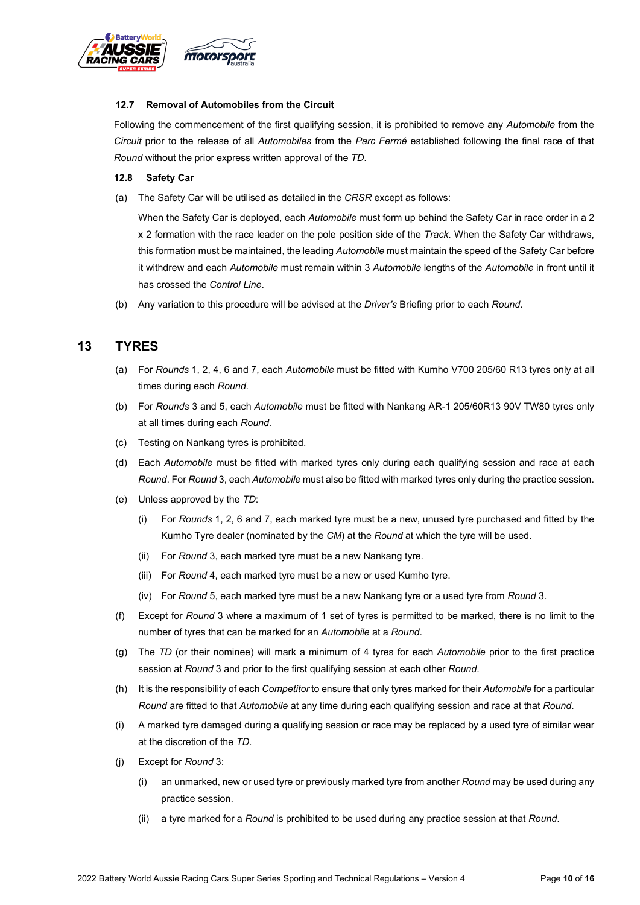### 12.7 Removal of Automobiles from the Circuit

Following the commencement of the first qualifying session, it is prohibited to remove any *Automobile* from the *Circuit* prior to the release of all *Automobiles* from the *Parc Fermé* established following the final race of that *Round* without the prior express written approval of the *TD*.

### 12.8 Safety Car

(a) The Safety Car will be utilised as detailed in the *CRSR* except as follows:

When the Safety Car is deployed, each *Automobile* must form up behind the Safety Car in race order in a 2 x 2 formation with the race leader on the pole position side of the *Track*. When the Safety Car withdraws, this formation must be maintained, the leading *Automobile* must maintain the speed of the Safety Car before it withdrew and each *Automobile* must remain within 3 *Automobile* lengths of the *Automobile* in front until it has crossed the *Control Line*.

(b) Any variation to this procedure will be advised at the *Driver's* Briefing prior to each *Round*.

## 13 TYRES

(a) For *Rounds* 1, 2, 4, 6 and 7, each *Automobile* must be fitted with Kumho V700 205/60 R13 tyres only at all times during each *Round*.

(b) For *Rounds* 3 and 5, each *Automobile* must be fitted with Nankang AR-1 205/60R13 90V TW80 tyres only at all times during each *Round*.

(c) Testing on Nankang tyres is prohibited.

(d) Each *Automobile* must be fitted with marked tyres only during each qualifying session and race at each *Round*. For *Round* 3, each *Automobile* must also be fitted with marked tyres only during the practice session.

(e) Unless approved by the *TD*:

  (i) For *Rounds* 1, 2, 6 and 7, each marked tyre must be a new, unused tyre purchased and fitted by the Kumho Tyre dealer (nominated by the *CM*) at the *Round* at which the tyre will be used.

  (ii) For *Round* 3, each marked tyre must be a new Nankang tyre.

  (iii) For *Round* 4, each marked tyre must be a new or used Kumho tyre.

  (iv) For *Round* 5, each marked tyre must be a new Nankang tyre or a used tyre from *Round* 3.

(f) Except for *Round* 3 where a maximum of 1 set of tyres is permitted to be marked, there is no limit to the number of tyres that can be marked for an *Automobile* at a *Round*.

(g) The *TD* (or their nominee) will mark a minimum of 4 tyres for each *Automobile* prior to the first practice session at *Round* 3 and prior to the first qualifying session at each other *Round*.

(h) It is the responsibility of each *Competitor* to ensure that only tyres marked for their *Automobile* for a particular *Round* are fitted to that *Automobile* at any time during each qualifying session and race at that *Round*.

(i) A marked tyre damaged during a qualifying session or race may be replaced by a used tyre of similar wear at the discretion of the *TD*.

(j) Except for *Round* 3:

  (i) an unmarked, new or used tyre or previously marked tyre from another *Round* may be used during any practice session.

  (ii) a tyre marked for a *Round* is prohibited to be used during any practice session at that *Round*.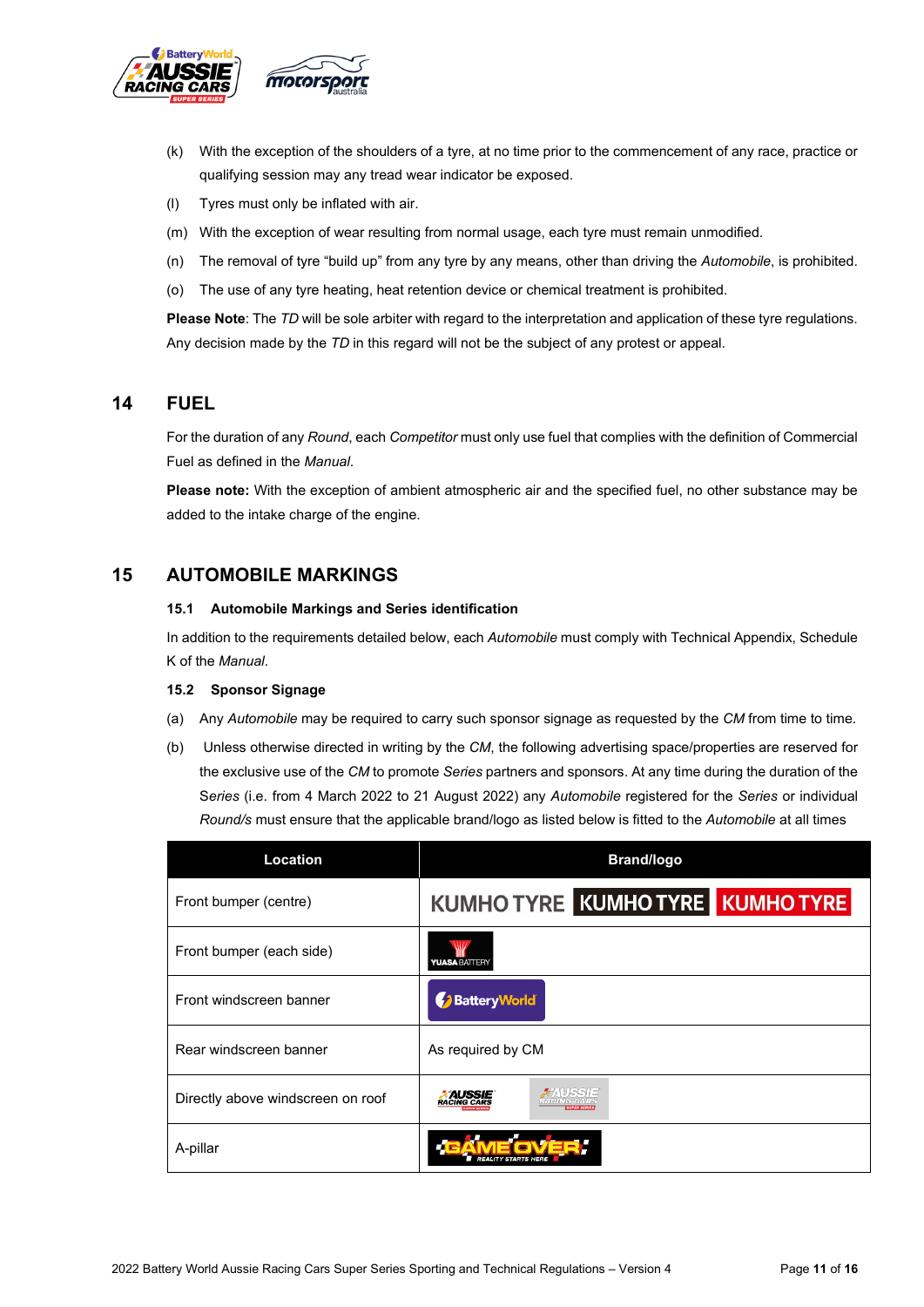(k) With the exception of the shoulders of a tyre, at no time prior to the commencement of any race, practice or qualifying session may any tread wear indicator be exposed.

(l) Tyres must only be inflated with air.

(m) With the exception of wear resulting from normal usage, each tyre must remain unmodified.

(n) The removal of tyre "build up" from any tyre by any means, other than driving the *Automobile*, is prohibited.

(o) The use of any tyre heating, heat retention device or chemical treatment is prohibited.

**Please Note**: The *TD* will be sole arbiter with regard to the interpretation and application of these tyre regulations. Any decision made by the *TD* in this regard will not be the subject of any protest or appeal.

## 14 FUEL

For the duration of any *Round*, each *Competitor* must only use fuel that complies with the definition of Commercial Fuel as defined in the *Manual*.

**Please note:** With the exception of ambient atmospheric air and the specified fuel, no other substance may be added to the intake charge of the engine.

## 15 AUTOMOBILE MARKINGS

### 15.1 Automobile Markings and Series identification

In addition to the requirements detailed below, each *Automobile* must comply with Technical Appendix, Schedule K of the *Manual*.

### 15.2 Sponsor Signage

(a) Any *Automobile* may be required to carry such sponsor signage as requested by the *CM* from time to time.

(b) Unless otherwise directed in writing by the *CM*, the following advertising space/properties are reserved for the exclusive use of the *CM* to promote *Series* partners and sponsors. At any time during the duration of the *Series* (i.e. from 4 March 2022 to 21 August 2022) any *Automobile* registered for the *Series* or individual *Round/s* must ensure that the applicable brand/logo as listed below is fitted to the *Automobile* at all times

| Location | Brand/logo |
|---|---|
| Front bumper (centre) | KUMHO TYRE KUMHO TYRE KUMHO TYRE |
| Front bumper (each side) | YUASA BATTERY |
| Front windscreen banner | BatteryWorld |
| Rear windscreen banner | As required by CM |
| Directly above windscreen on roof | AUSSIE RACING CARS SUPER SERIES AUSSIE RACING CARS SUPER SERIES |
| A-pillar | GAME OVER REALITY STARTS HERE |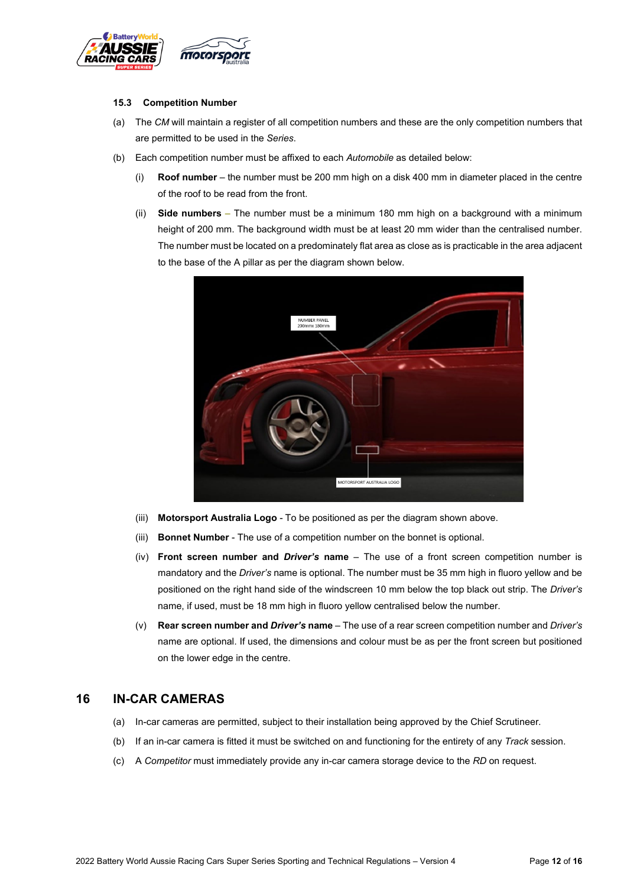### 15.3 Competition Number

(a) The *CM* will maintain a register of all competition numbers and these are the only competition numbers that are permitted to be used in the *Series*.

(b) Each competition number must be affixed to each *Automobile* as detailed below:

(i) **Roof number** – the number must be 200 mm high on a disk 400 mm in diameter placed in the centre of the roof to be read from the front.

(ii) **Side numbers** – The number must be a minimum 180 mm high on a background with a minimum height of 200 mm. The background width must be at least 20 mm wider than the centralised number. The number must be located on a predominately flat area as close as is practicable in the area adjacent to the base of the A pillar as per the diagram shown below.

(iii) **Motorsport Australia Logo** - To be positioned as per the diagram shown above.

(iii) **Bonnet Number** - The use of a competition number on the bonnet is optional.

(iv) **Front screen number and *Driver's* name** – The use of a front screen competition number is mandatory and the *Driver's* name is optional. The number must be 35 mm high in fluoro yellow and be positioned on the right hand side of the windscreen 10 mm below the top black out strip. The *Driver's* name, if used, must be 18 mm high in fluoro yellow centralised below the number.

(v) **Rear screen number and *Driver's* name** – The use of a rear screen competition number and *Driver's* name are optional. If used, the dimensions and colour must be as per the front screen but positioned on the lower edge in the centre.

## 16 IN-CAR CAMERAS

(a) In-car cameras are permitted, subject to their installation being approved by the Chief Scrutineer.

(b) If an in-car camera is fitted it must be switched on and functioning for the entirety of any *Track* session.

(c) A *Competitor* must immediately provide any in-car camera storage device to the *RD* on request.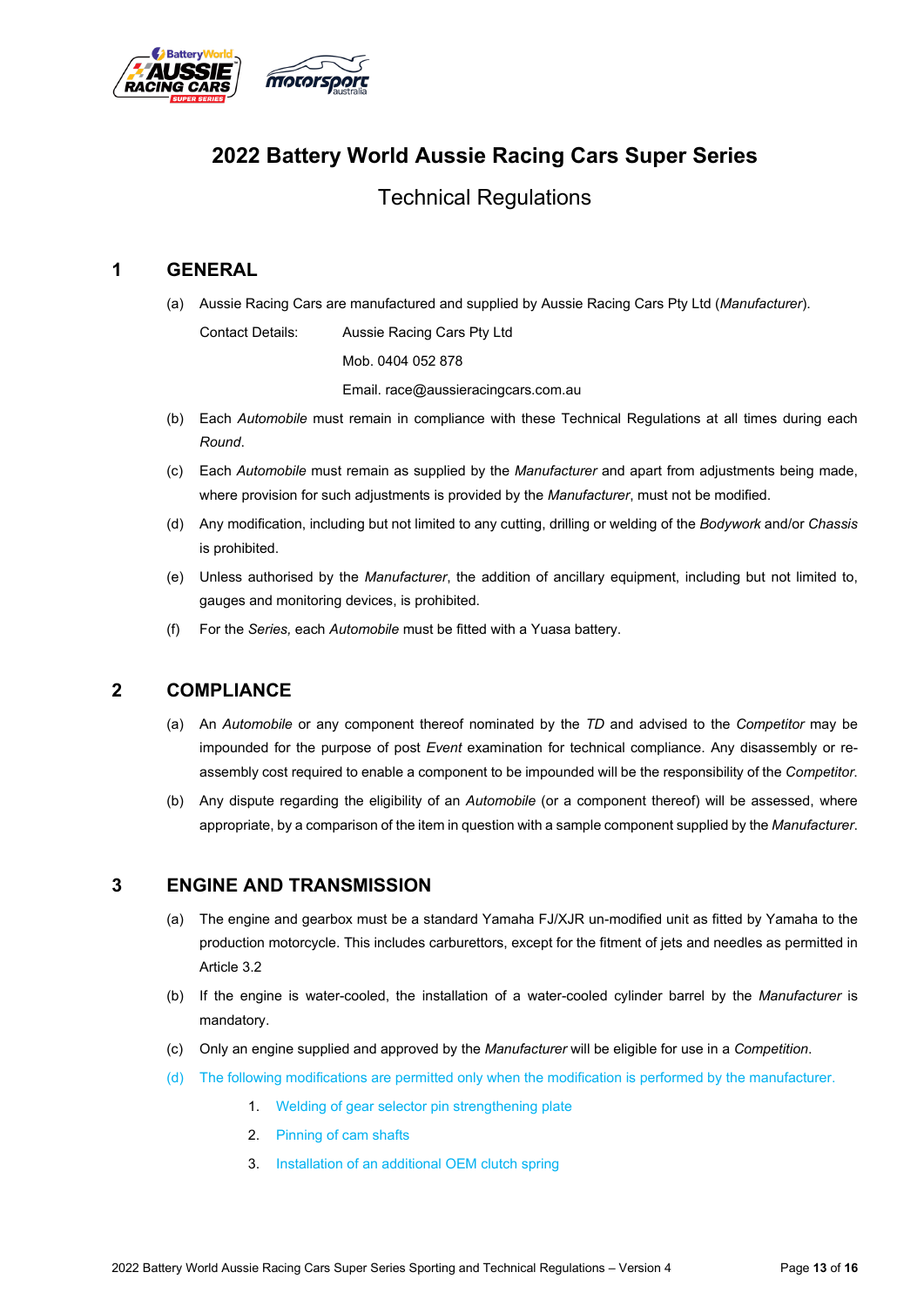# 2022 Battery World Aussie Racing Cars Super Series

## Technical Regulations

## 1 GENERAL

(a) Aussie Racing Cars are manufactured and supplied by Aussie Racing Cars Pty Ltd (*Manufacturer*).

Contact Details: Aussie Racing Cars Pty Ltd

Mob. 0404 052 878

Email. race@aussieracingcars.com.au

(b) Each *Automobile* must remain in compliance with these Technical Regulations at all times during each *Round*.

(c) Each *Automobile* must remain as supplied by the *Manufacturer* and apart from adjustments being made, where provision for such adjustments is provided by the *Manufacturer*, must not be modified.

(d) Any modification, including but not limited to any cutting, drilling or welding of the *Bodywork* and/or *Chassis* is prohibited.

(e) Unless authorised by the *Manufacturer*, the addition of ancillary equipment, including but not limited to, gauges and monitoring devices, is prohibited.

(f) For the *Series,* each *Automobile* must be fitted with a Yuasa battery.

## 2 COMPLIANCE

(a) An *Automobile* or any component thereof nominated by the *TD* and advised to the *Competitor* may be impounded for the purpose of post *Event* examination for technical compliance. Any disassembly or re-assembly cost required to enable a component to be impounded will be the responsibility of the *Competitor*.

(b) Any dispute regarding the eligibility of an *Automobile* (or a component thereof) will be assessed, where appropriate, by a comparison of the item in question with a sample component supplied by the *Manufacturer*.

## 3 ENGINE AND TRANSMISSION

(a) The engine and gearbox must be a standard Yamaha FJ/XJR un-modified unit as fitted by Yamaha to the production motorcycle. This includes carburettors, except for the fitment of jets and needles as permitted in Article 3.2

(b) If the engine is water-cooled, the installation of a water-cooled cylinder barrel by the *Manufacturer* is mandatory.

(c) Only an engine supplied and approved by the *Manufacturer* will be eligible for use in a *Competition*.

(d) The following modifications are permitted only when the modification is performed by the manufacturer.

1. Welding of gear selector pin strengthening plate
2. Pinning of cam shafts
3. Installation of an additional OEM clutch spring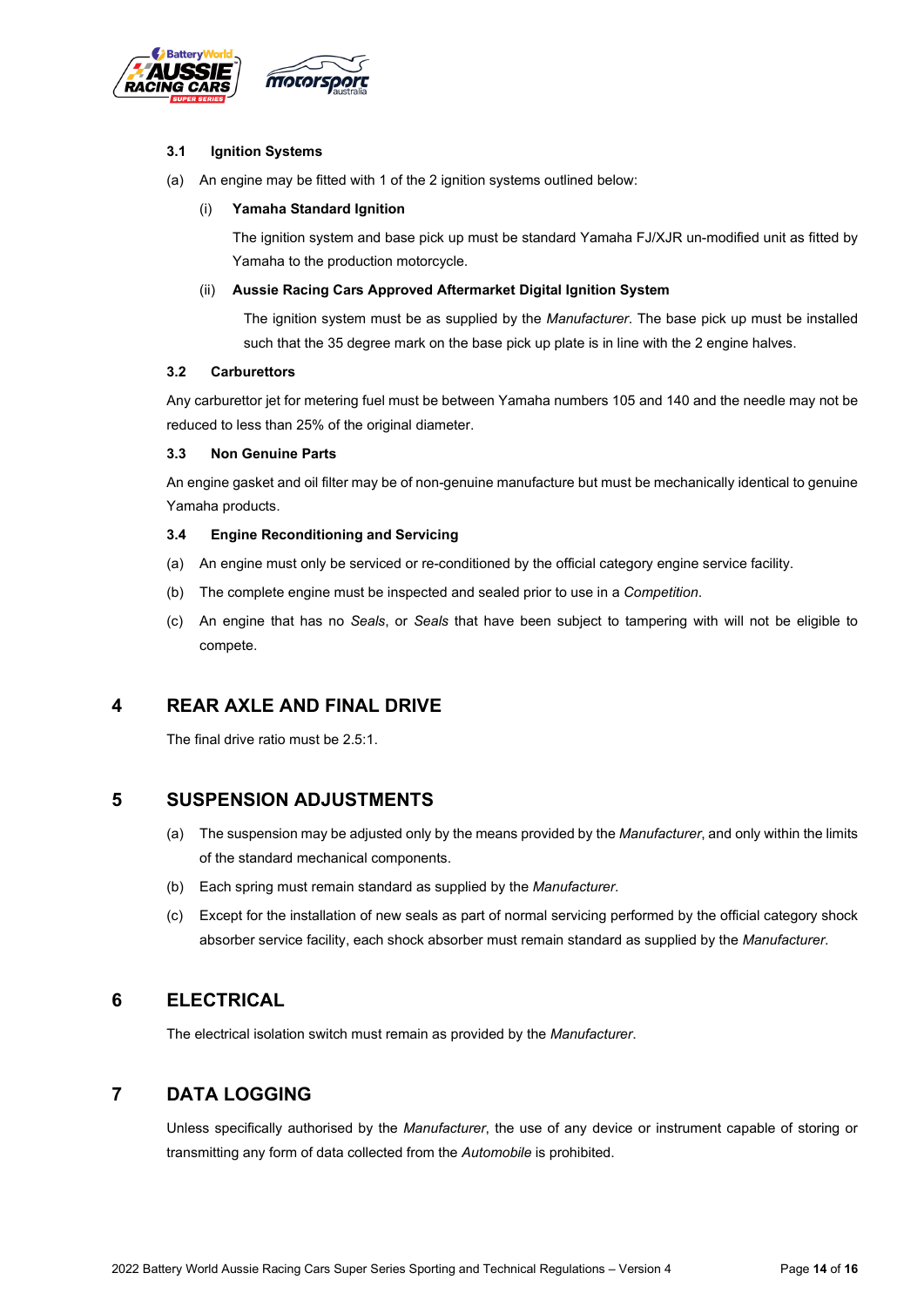### 3.1 Ignition Systems

(a) An engine may be fitted with 1 of the 2 ignition systems outlined below:

(i) **Yamaha Standard Ignition**

The ignition system and base pick up must be standard Yamaha FJ/XJR un-modified unit as fitted by Yamaha to the production motorcycle.

(ii) **Aussie Racing Cars Approved Aftermarket Digital Ignition System**

The ignition system must be as supplied by the *Manufacturer*. The base pick up must be installed such that the 35 degree mark on the base pick up plate is in line with the 2 engine halves.

### 3.2 Carburettors

Any carburettor jet for metering fuel must be between Yamaha numbers 105 and 140 and the needle may not be reduced to less than 25% of the original diameter.

### 3.3 Non Genuine Parts

An engine gasket and oil filter may be of non-genuine manufacture but must be mechanically identical to genuine Yamaha products.

### 3.4 Engine Reconditioning and Servicing

(a) An engine must only be serviced or re-conditioned by the official category engine service facility.

(b) The complete engine must be inspected and sealed prior to use in a *Competition*.

(c) An engine that has no *Seals*, or *Seals* that have been subject to tampering with will not be eligible to compete.

## 4 REAR AXLE AND FINAL DRIVE

The final drive ratio must be 2.5:1.

## 5 SUSPENSION ADJUSTMENTS

(a) The suspension may be adjusted only by the means provided by the *Manufacturer*, and only within the limits of the standard mechanical components.

(b) Each spring must remain standard as supplied by the *Manufacturer*.

(c) Except for the installation of new seals as part of normal servicing performed by the official category shock absorber service facility, each shock absorber must remain standard as supplied by the *Manufacturer*.

## 6 ELECTRICAL

The electrical isolation switch must remain as provided by the *Manufacturer*.

## 7 DATA LOGGING

Unless specifically authorised by the *Manufacturer*, the use of any device or instrument capable of storing or transmitting any form of data collected from the *Automobile* is prohibited.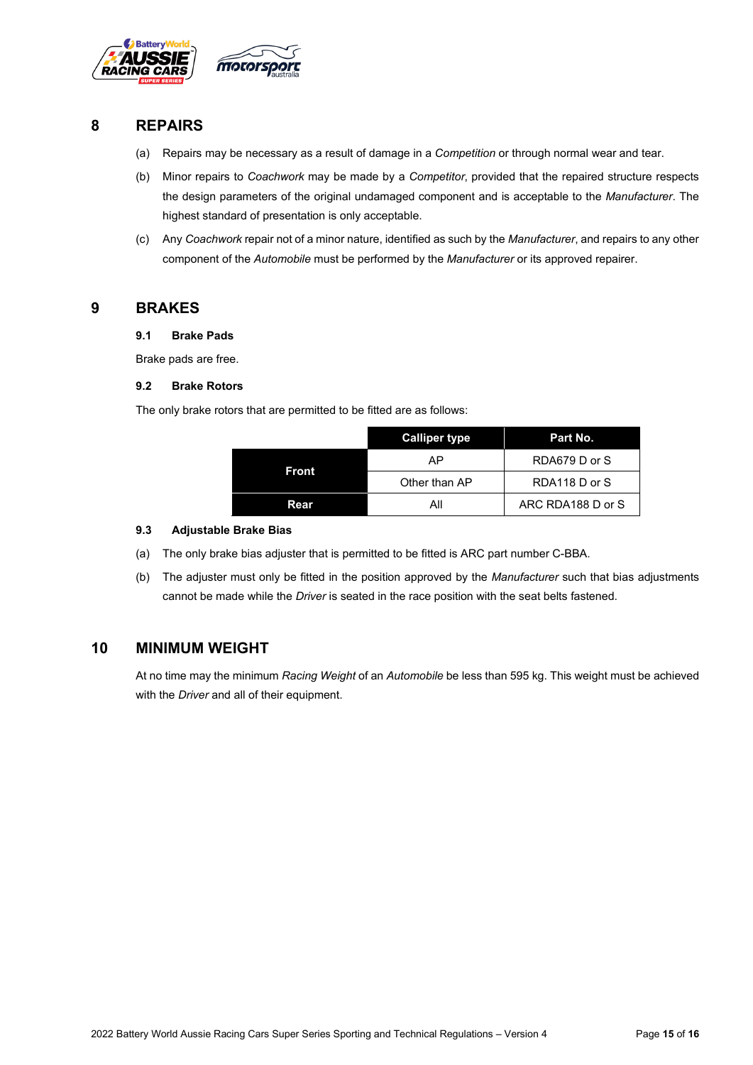# 8 REPAIRS

(a) Repairs may be necessary as a result of damage in a *Competition* or through normal wear and tear.

(b) Minor repairs to *Coachwork* may be made by a *Competitor*, provided that the repaired structure respects the design parameters of the original undamaged component and is acceptable to the *Manufacturer*. The highest standard of presentation is only acceptable.

(c) Any *Coachwork* repair not of a minor nature, identified as such by the *Manufacturer*, and repairs to any other component of the *Automobile* must be performed by the *Manufacturer* or its approved repairer.

# 9 BRAKES

## 9.1 Brake Pads

Brake pads are free.

## 9.2 Brake Rotors

The only brake rotors that are permitted to be fitted are as follows:

| | Calliper type | Part No. |
|---|---|---|
| **Front** | AP | RDA679 D or S |
| | Other than AP | RDA118 D or S |
| **Rear** | All | ARC RDA188 D or S |

## 9.3 Adjustable Brake Bias

(a) The only brake bias adjuster that is permitted to be fitted is ARC part number C-BBA.

(b) The adjuster must only be fitted in the position approved by the *Manufacturer* such that bias adjustments cannot be made while the *Driver* is seated in the race position with the seat belts fastened.

# 10 MINIMUM WEIGHT

At no time may the minimum *Racing Weight* of an *Automobile* be less than 595 kg. This weight must be achieved with the *Driver* and all of their equipment.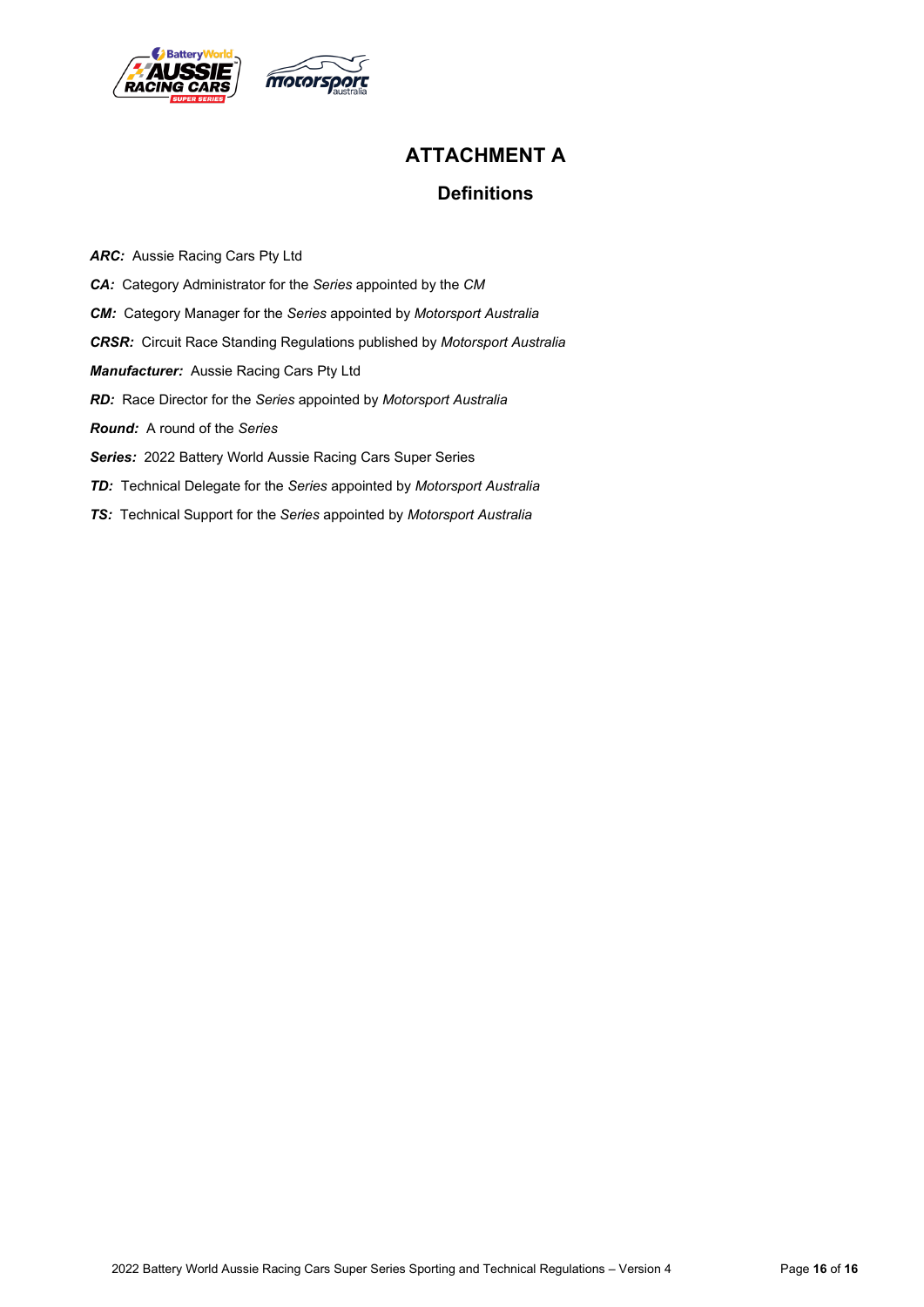# ATTACHMENT A

## Definitions

***ARC:*** Aussie Racing Cars Pty Ltd

***CA:*** Category Administrator for the *Series* appointed by the *CM*

***CM:*** Category Manager for the *Series* appointed by *Motorsport Australia*

***CRSR:*** Circuit Race Standing Regulations published by *Motorsport Australia*

***Manufacturer:*** Aussie Racing Cars Pty Ltd

***RD:*** Race Director for the *Series* appointed by *Motorsport Australia*

***Round:*** A round of the *Series*

***Series:*** 2022 Battery World Aussie Racing Cars Super Series

***TD:*** Technical Delegate for the *Series* appointed by *Motorsport Australia*

***TS:*** Technical Support for the *Series* appointed by *Motorsport Australia*